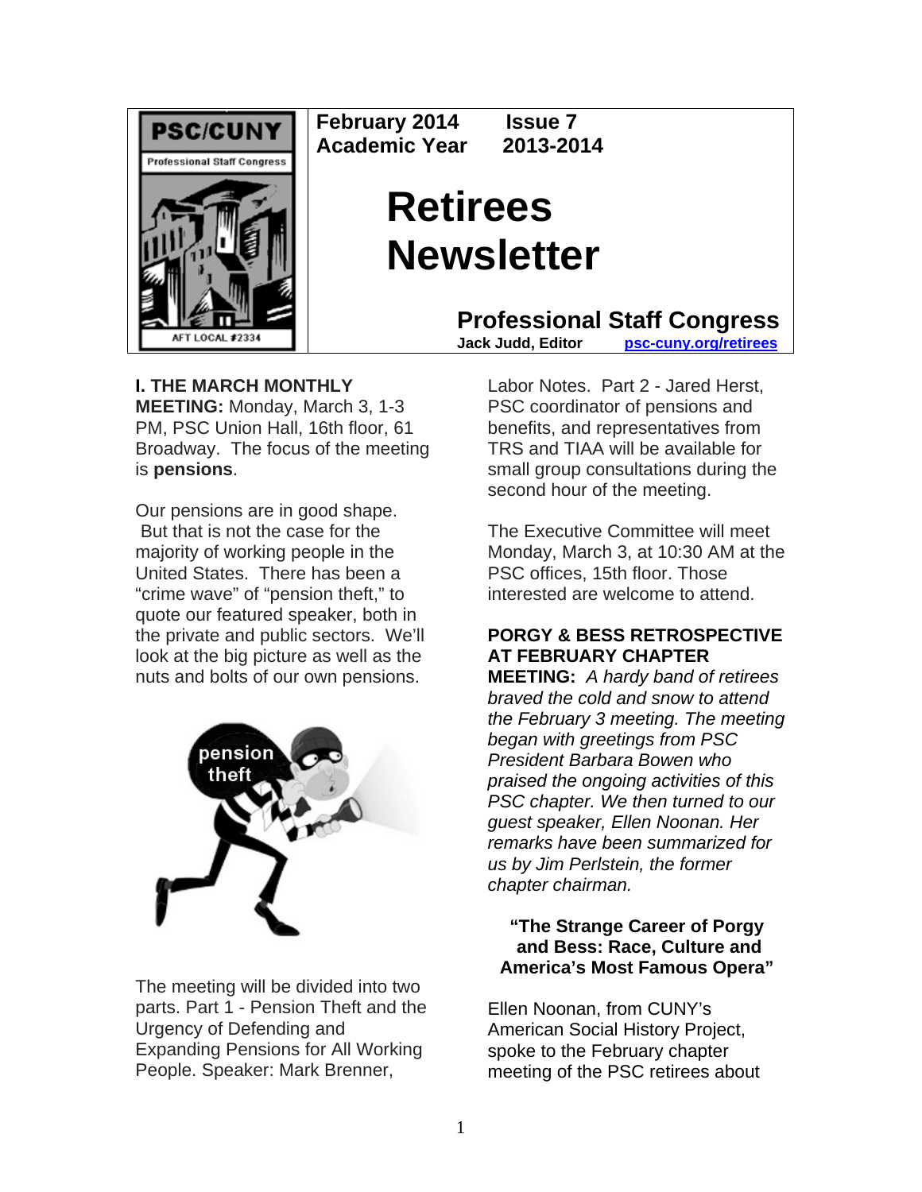PSC/CUNY
Professional Staff Congress
AFT LOCAL #2334

**February 2014 Issue 7**
**Academic Year 2013-2014**

# Retirees Newsletter

## Professional Staff Congress

**Jack Judd, Editor** [psc-cuny.org/retirees](psc-cuny.org/retirees)

**I. THE MARCH MONTHLY MEETING:** Monday, March 3, 1-3 PM, PSC Union Hall, 16th floor, 61 Broadway. The focus of the meeting is **pensions**.

Our pensions are in good shape. But that is not the case for the majority of working people in the United States. There has been a "crime wave" of "pension theft," to quote our featured speaker, both in the private and public sectors. We'll look at the big picture as well as the nuts and bolts of our own pensions.

The meeting will be divided into two parts. Part 1 - Pension Theft and the Urgency of Defending and Expanding Pensions for All Working People. Speaker: Mark Brenner, Labor Notes. Part 2 - Jared Herst, PSC coordinator of pensions and benefits, and representatives from TRS and TIAA will be available for small group consultations during the second hour of the meeting.

The Executive Committee will meet Monday, March 3, at 10:30 AM at the PSC offices, 15th floor. Those interested are welcome to attend.

**PORGY & BESS RETROSPECTIVE AT FEBRUARY CHAPTER MEETING:** *A hardy band of retirees braved the cold and snow to attend the February 3 meeting. The meeting began with greetings from PSC President Barbara Bowen who praised the ongoing activities of this PSC chapter. We then turned to our guest speaker, Ellen Noonan. Her remarks have been summarized for us by Jim Perlstein, the former chapter chairman.*

**"The Strange Career of Porgy and Bess: Race, Culture and America's Most Famous Opera"**

Ellen Noonan, from CUNY's American Social History Project, spoke to the February chapter meeting of the PSC retirees about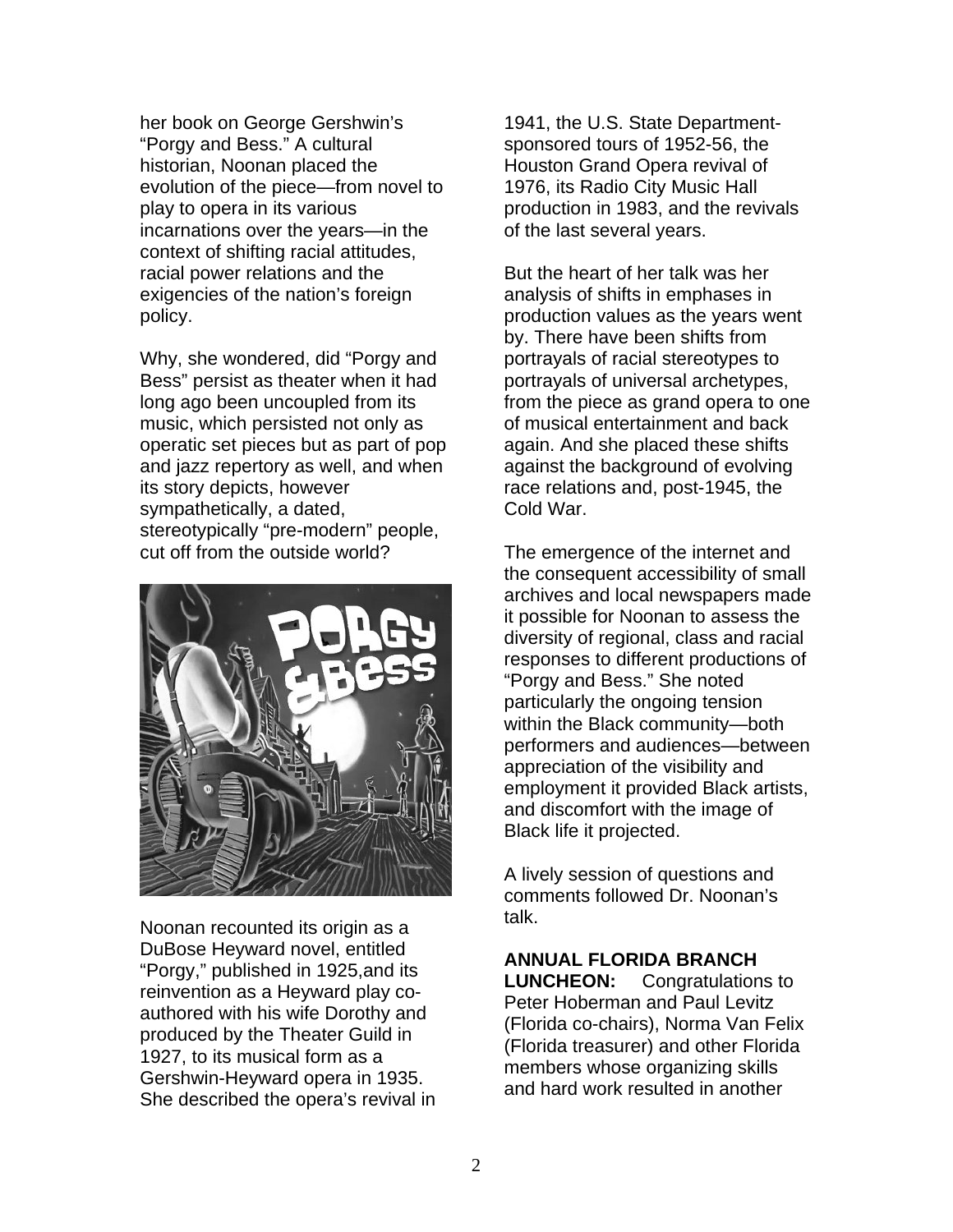her book on George Gershwin's "Porgy and Bess." A cultural historian, Noonan placed the evolution of the piece—from novel to play to opera in its various incarnations over the years—in the context of shifting racial attitudes, racial power relations and the exigencies of the nation's foreign policy.

Why, she wondered, did "Porgy and Bess" persist as theater when it had long ago been uncoupled from its music, which persisted not only as operatic set pieces but as part of pop and jazz repertory as well, and when its story depicts, however sympathetically, a dated, stereotypically "pre-modern" people, cut off from the outside world?

Noonan recounted its origin as a DuBose Heyward novel, entitled "Porgy," published in 1925,and its reinvention as a Heyward play co-authored with his wife Dorothy and produced by the Theater Guild in 1927, to its musical form as a Gershwin-Heyward opera in 1935. She described the opera's revival in 1941, the U.S. State Department-sponsored tours of 1952-56, the Houston Grand Opera revival of 1976, its Radio City Music Hall production in 1983, and the revivals of the last several years.

But the heart of her talk was her analysis of shifts in emphases in production values as the years went by. There have been shifts from portrayals of racial stereotypes to portrayals of universal archetypes, from the piece as grand opera to one of musical entertainment and back again. And she placed these shifts against the background of evolving race relations and, post-1945, the Cold War.

The emergence of the internet and the consequent accessibility of small archives and local newspapers made it possible for Noonan to assess the diversity of regional, class and racial responses to different productions of "Porgy and Bess." She noted particularly the ongoing tension within the Black community—both performers and audiences—between appreciation of the visibility and employment it provided Black artists, and discomfort with the image of Black life it projected.

A lively session of questions and comments followed Dr. Noonan's talk.

**ANNUAL FLORIDA BRANCH LUNCHEON:** Congratulations to Peter Hoberman and Paul Levitz (Florida co-chairs), Norma Van Felix (Florida treasurer) and other Florida members whose organizing skills and hard work resulted in another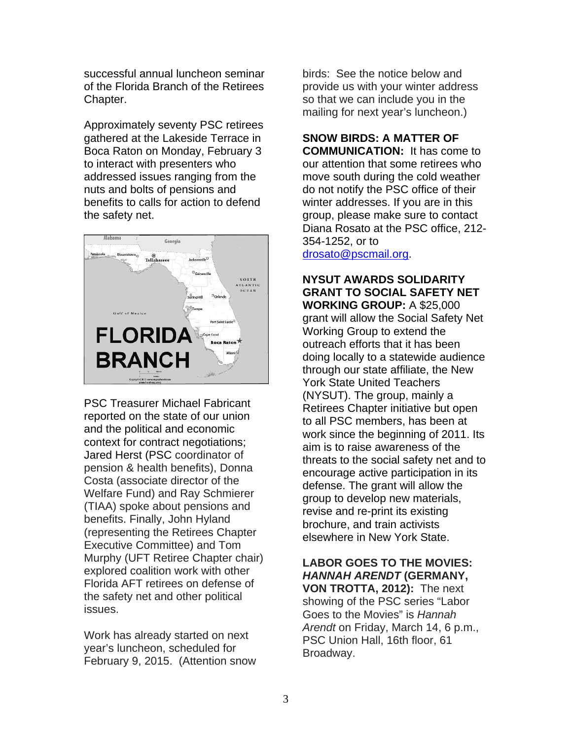successful annual luncheon seminar of the Florida Branch of the Retirees Chapter.

Approximately seventy PSC retirees gathered at the Lakeside Terrace in Boca Raton on Monday, February 3 to interact with presenters who addressed issues ranging from the nuts and bolts of pensions and benefits to calls for action to defend the safety net.

PSC Treasurer Michael Fabricant reported on the state of our union and the political and economic context for contract negotiations; Jared Herst (PSC coordinator of pension & health benefits), Donna Costa (associate director of the Welfare Fund) and Ray Schmierer (TIAA) spoke about pensions and benefits. Finally, John Hyland (representing the Retirees Chapter Executive Committee) and Tom Murphy (UFT Retiree Chapter chair) explored coalition work with other Florida AFT retirees on defense of the safety net and other political issues.

Work has already started on next year's luncheon, scheduled for February 9, 2015. (Attention snow birds: See the notice below and provide us with your winter address so that we can include you in the mailing for next year's luncheon.)

**SNOW BIRDS: A MATTER OF COMMUNICATION:** It has come to our attention that some retirees who move south during the cold weather do not notify the PSC office of their winter addresses. If you are in this group, please make sure to contact Diana Rosato at the PSC office, 212-354-1252, or to drosato@pscmail.org.

**NYSUT AWARDS SOLIDARITY GRANT TO SOCIAL SAFETY NET WORKING GROUP:** A $25,000 grant will allow the Social Safety Net Working Group to extend the outreach efforts that it has been doing locally to a statewide audience through our state affiliate, the New York State United Teachers (NYSUT). The group, mainly a Retirees Chapter initiative but open to all PSC members, has been at work since the beginning of 2011. Its aim is to raise awareness of the threats to the social safety net and to encourage active participation in its defense. The grant will allow the group to develop new materials, revise and re-print its existing brochure, and train activists elsewhere in New York State.

**LABOR GOES TO THE MOVIES: *HANNAH ARENDT* (GERMANY, VON TROTTA, 2012):** The next showing of the PSC series "Labor Goes to the Movies" is *Hannah Arendt* on Friday, March 14, 6 p.m., PSC Union Hall, 16th floor, 61 Broadway.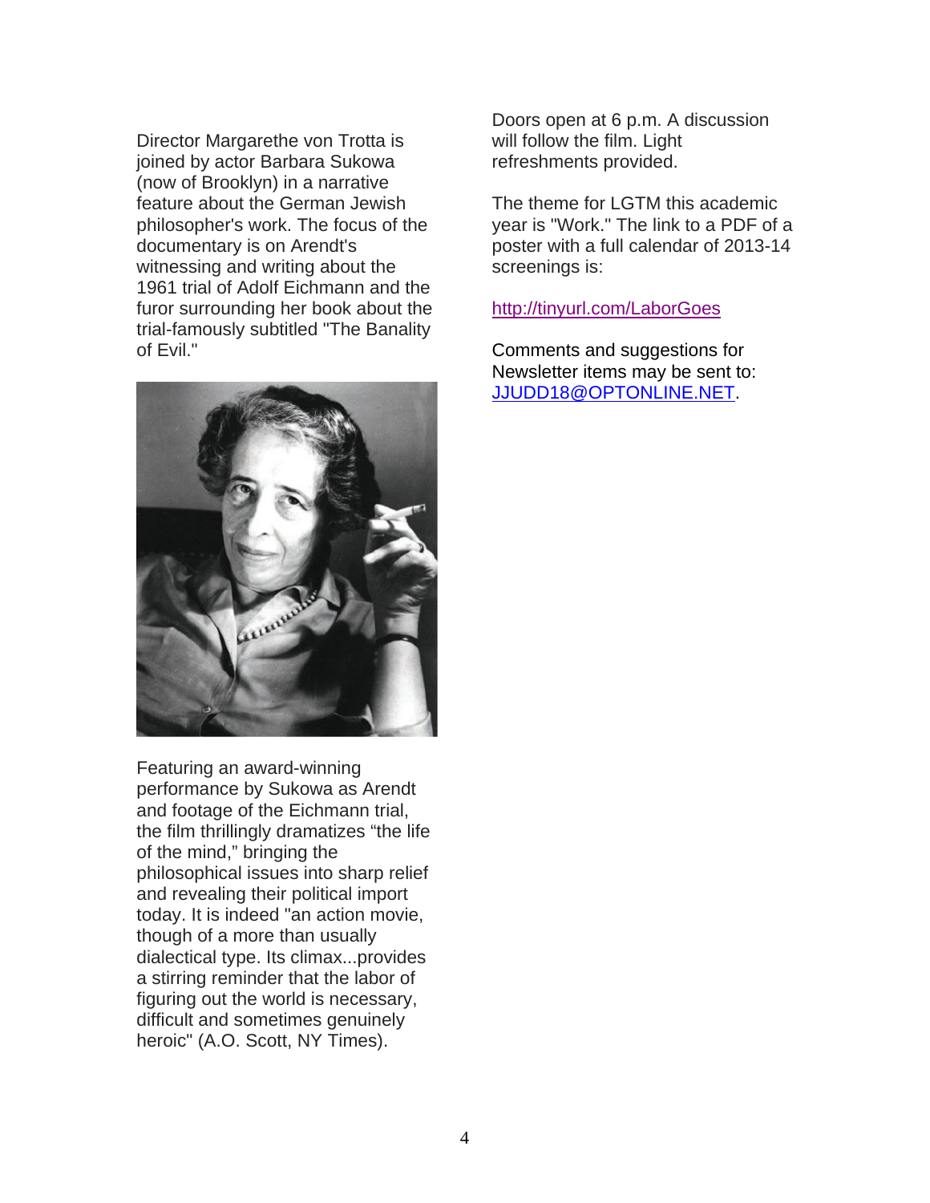Director Margarethe von Trotta is joined by actor Barbara Sukowa (now of Brooklyn) in a narrative feature about the German Jewish philosopher's work. The focus of the documentary is on Arendt's witnessing and writing about the 1961 trial of Adolf Eichmann and the furor surrounding her book about the trial-famously subtitled "The Banality of Evil."

Featuring an award-winning performance by Sukowa as Arendt and footage of the Eichmann trial, the film thrillingly dramatizes “the life of the mind,” bringing the philosophical issues into sharp relief and revealing their political import today. It is indeed "an action movie, though of a more than usually dialectical type. Its climax...provides a stirring reminder that the labor of figuring out the world is necessary, difficult and sometimes genuinely heroic" (A.O. Scott, NY Times).

Doors open at 6 p.m. A discussion will follow the film. Light refreshments provided.

The theme for LGTM this academic year is "Work." The link to a PDF of a poster with a full calendar of 2013-14 screenings is:

http://tinyurl.com/LaborGoes

Comments and suggestions for Newsletter items may be sent to: JJUDD18@OPTONLINE.NET.